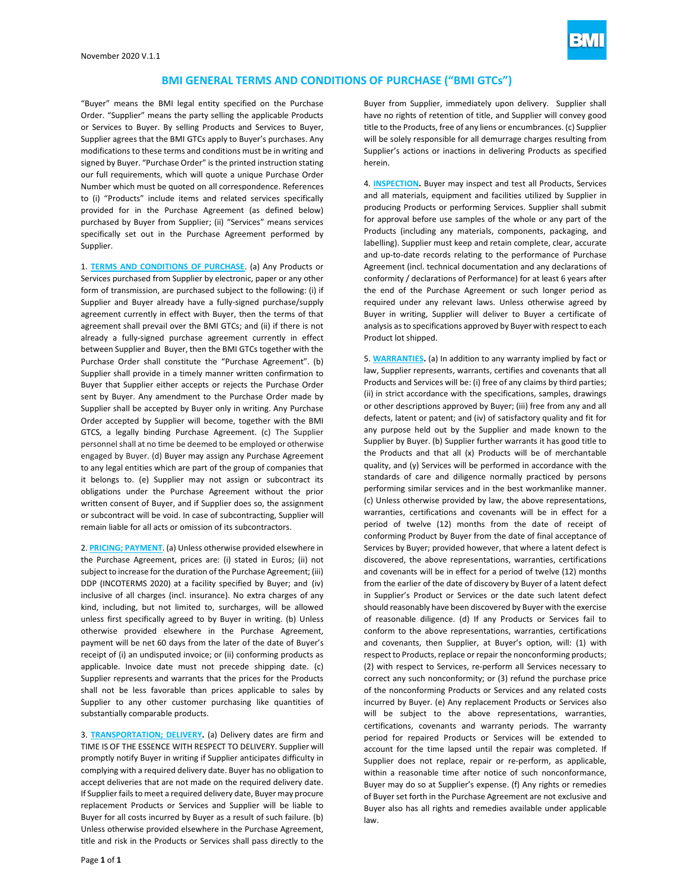November 2020 V.1.1

# BMI GENERAL TERMS AND CONDITIONS OF PURCHASE ("BMI GTCs")

"Buyer" means the BMI legal entity specified on the Purchase Order. "Supplier" means the party selling the applicable Products or Services to Buyer. By selling Products and Services to Buyer, Supplier agrees that the BMI GTCs apply to Buyer's purchases. Any modifications to these terms and conditions must be in writing and signed by Buyer. "Purchase Order" is the printed instruction stating our full requirements, which will quote a unique Purchase Order Number which must be quoted on all correspondence. References to (i) "Products" include items and related services specifically provided for in the Purchase Agreement (as defined below) purchased by Buyer from Supplier; (ii) "Services" means services specifically set out in the Purchase Agreement performed by Supplier.

1. **TERMS AND CONDITIONS OF PURCHASE**. (a) Any Products or Services purchased from Supplier by electronic, paper or any other form of transmission, are purchased subject to the following: (i) if Supplier and Buyer already have a fully-signed purchase/supply agreement currently in effect with Buyer, then the terms of that agreement shall prevail over the BMI GTCs; and (ii) if there is not already a fully-signed purchase agreement currently in effect between Supplier and Buyer, then the BMI GTCs together with the Purchase Order shall constitute the "Purchase Agreement". (b) Supplier shall provide in a timely manner written confirmation to Buyer that Supplier either accepts or rejects the Purchase Order sent by Buyer. Any amendment to the Purchase Order made by Supplier shall be accepted by Buyer only in writing. Any Purchase Order accepted by Supplier will become, together with the BMI GTCS, a legally binding Purchase Agreement. (c) The Supplier personnel shall at no time be deemed to be employed or otherwise engaged by Buyer. (d) Buyer may assign any Purchase Agreement to any legal entities which are part of the group of companies that it belongs to. (e) Supplier may not assign or subcontract its obligations under the Purchase Agreement without the prior written consent of Buyer, and if Supplier does so, the assignment or subcontract will be void. In case of subcontracting, Supplier will remain liable for all acts or omission of its subcontractors.

2. **PRICING; PAYMENT**. (a) Unless otherwise provided elsewhere in the Purchase Agreement, prices are: (i) stated in Euros; (ii) not subject to increase for the duration of the Purchase Agreement; (iii) DDP (INCOTERMS 2020) at a facility specified by Buyer; and (iv) inclusive of all charges (incl. insurance). No extra charges of any kind, including, but not limited to, surcharges, will be allowed unless first specifically agreed to by Buyer in writing. (b) Unless otherwise provided elsewhere in the Purchase Agreement, payment will be net 60 days from the later of the date of Buyer's receipt of (i) an undisputed invoice; or (ii) conforming products as applicable. Invoice date must not precede shipping date. (c) Supplier represents and warrants that the prices for the Products shall not be less favorable than prices applicable to sales by Supplier to any other customer purchasing like quantities of substantially comparable products.

3. **TRANSPORTATION; DELIVERY.** (a) Delivery dates are firm and TIME IS OF THE ESSENCE WITH RESPECT TO DELIVERY. Supplier will promptly notify Buyer in writing if Supplier anticipates difficulty in complying with a required delivery date. Buyer has no obligation to accept deliveries that are not made on the required delivery date. If Supplier fails to meet a required delivery date, Buyer may procure replacement Products or Services and Supplier will be liable to Buyer for all costs incurred by Buyer as a result of such failure. (b) Unless otherwise provided elsewhere in the Purchase Agreement, title and risk in the Products or Services shall pass directly to the Buyer from Supplier, immediately upon delivery. Supplier shall have no rights of retention of title, and Supplier will convey good title to the Products, free of any liens or encumbrances. (c) Supplier will be solely responsible for all demurrage charges resulting from Supplier's actions or inactions in delivering Products as specified herein.

4. **INSPECTION.** Buyer may inspect and test all Products, Services and all materials, equipment and facilities utilized by Supplier in producing Products or performing Services. Supplier shall submit for approval before use samples of the whole or any part of the Products (including any materials, components, packaging, and labelling). Supplier must keep and retain complete, clear, accurate and up-to-date records relating to the performance of Purchase Agreement (incl. technical documentation and any declarations of conformity / declarations of Performance) for at least 6 years after the end of the Purchase Agreement or such longer period as required under any relevant laws. Unless otherwise agreed by Buyer in writing, Supplier will deliver to Buyer a certificate of analysis as to specifications approved by Buyer with respect to each Product lot shipped.

5. **WARRANTIES.** (a) In addition to any warranty implied by fact or law, Supplier represents, warrants, certifies and covenants that all Products and Services will be: (i) free of any claims by third parties; (ii) in strict accordance with the specifications, samples, drawings or other descriptions approved by Buyer; (iii) free from any and all defects, latent or patent; and (iv) of satisfactory quality and fit for any purpose held out by the Supplier and made known to the Supplier by Buyer. (b) Supplier further warrants it has good title to the Products and that all (x) Products will be of merchantable quality, and (y) Services will be performed in accordance with the standards of care and diligence normally practiced by persons performing similar services and in the best workmanlike manner. (c) Unless otherwise provided by law, the above representations, warranties, certifications and covenants will be in effect for a period of twelve (12) months from the date of receipt of conforming Product by Buyer from the date of final acceptance of Services by Buyer; provided however, that where a latent defect is discovered, the above representations, warranties, certifications and covenants will be in effect for a period of twelve (12) months from the earlier of the date of discovery by Buyer of a latent defect in Supplier's Product or Services or the date such latent defect should reasonably have been discovered by Buyer with the exercise of reasonable diligence. (d) If any Products or Services fail to conform to the above representations, warranties, certifications and covenants, then Supplier, at Buyer's option, will: (1) with respect to Products, replace or repair the nonconforming products; (2) with respect to Services, re-perform all Services necessary to correct any such nonconformity; or (3) refund the purchase price of the nonconforming Products or Services and any related costs incurred by Buyer. (e) Any replacement Products or Services also will be subject to the above representations, warranties, certifications, covenants and warranty periods. The warranty period for repaired Products or Services will be extended to account for the time lapsed until the repair was completed. If Supplier does not replace, repair or re-perform, as applicable, within a reasonable time after notice of such nonconformance, Buyer may do so at Supplier's expense. (f) Any rights or remedies of Buyer set forth in the Purchase Agreement are not exclusive and Buyer also has all rights and remedies available under applicable law.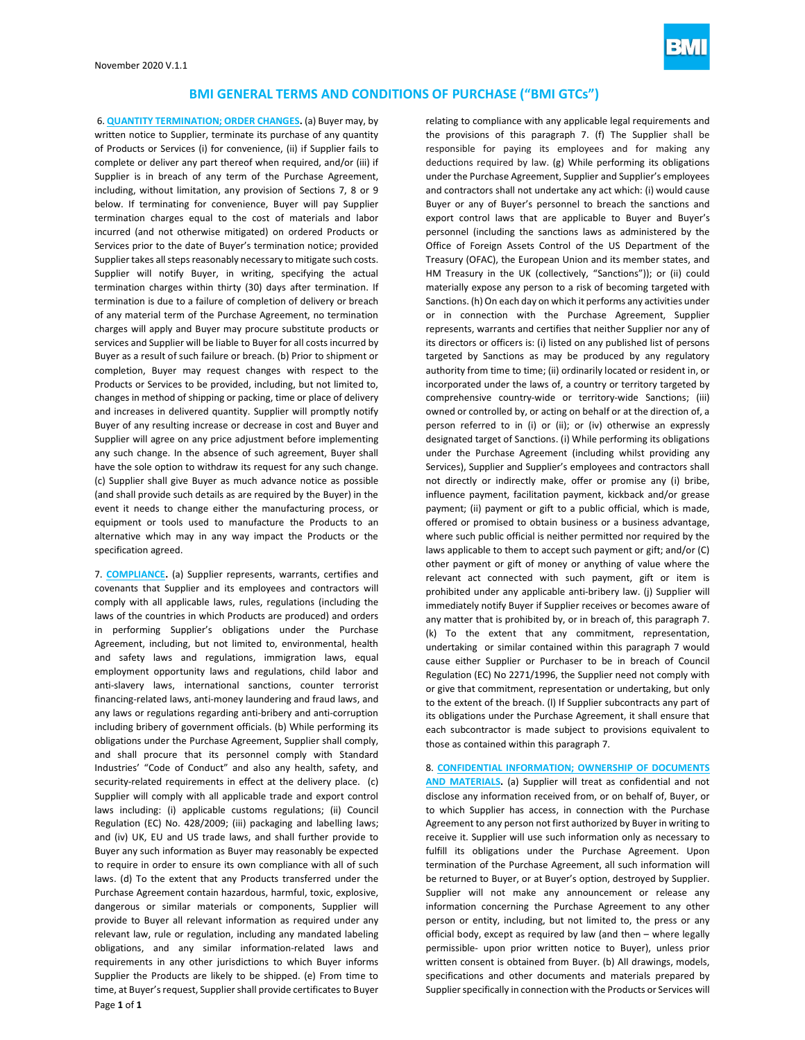6. **QUANTITY TERMINATION; ORDER CHANGES.** (a) Buyer may, by written notice to Supplier, terminate its purchase of any quantity of Products or Services (i) for convenience, (ii) if Supplier fails to complete or deliver any part thereof when required, and/or (iii) if Supplier is in breach of any term of the Purchase Agreement, including, without limitation, any provision of Sections 7, 8 or 9 below. If terminating for convenience, Buyer will pay Supplier termination charges equal to the cost of materials and labor incurred (and not otherwise mitigated) on ordered Products or Services prior to the date of Buyer's termination notice; provided Supplier takes all steps reasonably necessary to mitigate such costs. Supplier will notify Buyer, in writing, specifying the actual termination charges within thirty (30) days after termination. If termination is due to a failure of completion of delivery or breach of any material term of the Purchase Agreement, no termination charges will apply and Buyer may procure substitute products or services and Supplier will be liable to Buyer for all costs incurred by Buyer as a result of such failure or breach. (b) Prior to shipment or completion, Buyer may request changes with respect to the Products or Services to be provided, including, but not limited to, changes in method of shipping or packing, time or place of delivery and increases in delivered quantity. Supplier will promptly notify Buyer of any resulting increase or decrease in cost and Buyer and Supplier will agree on any price adjustment before implementing any such change. In the absence of such agreement, Buyer shall have the sole option to withdraw its request for any such change. (c) Supplier shall give Buyer as much advance notice as possible (and shall provide such details as are required by the Buyer) in the event it needs to change either the manufacturing process, or equipment or tools used to manufacture the Products to an alternative which may in any way impact the Products or the specification agreed.

7. **COMPLIANCE.** (a) Supplier represents, warrants, certifies and covenants that Supplier and its employees and contractors will comply with all applicable laws, rules, regulations (including the laws of the countries in which Products are produced) and orders in performing Supplier's obligations under the Purchase Agreement, including, but not limited to, environmental, health and safety laws and regulations, immigration laws, equal employment opportunity laws and regulations, child labor and anti-slavery laws, international sanctions, counter terrorist financing-related laws, anti-money laundering and fraud laws, and any laws or regulations regarding anti-bribery and anti-corruption including bribery of government officials. (b) While performing its obligations under the Purchase Agreement, Supplier shall comply, and shall procure that its personnel comply with Standard Industries' "Code of Conduct" and also any health, safety, and security-related requirements in effect at the delivery place. (c) Supplier will comply with all applicable trade and export control laws including: (i) applicable customs regulations; (ii) Council Regulation (EC) No. 428/2009; (iii) packaging and labelling laws; and (iv) UK, EU and US trade laws, and shall further provide to Buyer any such information as Buyer may reasonably be expected to require in order to ensure its own compliance with all of such laws. (d) To the extent that any Products transferred under the Purchase Agreement contain hazardous, harmful, toxic, explosive, dangerous or similar materials or components, Supplier will provide to Buyer all relevant information as required under any relevant law, rule or regulation, including any mandated labeling obligations, and any similar information-related laws and requirements in any other jurisdictions to which Buyer informs Supplier the Products are likely to be shipped. (e) From time to time, at Buyer's request, Supplier shall provide certificates to Buyer relating to compliance with any applicable legal requirements and the provisions of this paragraph 7. (f) The Supplier shall be responsible for paying its employees and for making any deductions required by law. (g) While performing its obligations under the Purchase Agreement, Supplier and Supplier's employees and contractors shall not undertake any act which: (i) would cause Buyer or any of Buyer's personnel to breach the sanctions and export control laws that are applicable to Buyer and Buyer's personnel (including the sanctions laws as administered by the Office of Foreign Assets Control of the US Department of the Treasury (OFAC), the European Union and its member states, and HM Treasury in the UK (collectively, "Sanctions")); or (ii) could materially expose any person to a risk of becoming targeted with Sanctions. (h) On each day on which it performs any activities under or in connection with the Purchase Agreement, Supplier represents, warrants and certifies that neither Supplier nor any of its directors or officers is: (i) listed on any published list of persons targeted by Sanctions as may be produced by any regulatory authority from time to time; (ii) ordinarily located or resident in, or incorporated under the laws of, a country or territory targeted by comprehensive country-wide or territory-wide Sanctions; (iii) owned or controlled by, or acting on behalf or at the direction of, a person referred to in (i) or (ii); or (iv) otherwise an expressly designated target of Sanctions. (i) While performing its obligations under the Purchase Agreement (including whilst providing any Services), Supplier and Supplier's employees and contractors shall not directly or indirectly make, offer or promise any (i) bribe, influence payment, facilitation payment, kickback and/or grease payment; (ii) payment or gift to a public official, which is made, offered or promised to obtain business or a business advantage, where such public official is neither permitted nor required by the laws applicable to them to accept such payment or gift; and/or (C) other payment or gift of money or anything of value where the relevant act connected with such payment, gift or item is prohibited under any applicable anti-bribery law. (j) Supplier will immediately notify Buyer if Supplier receives or becomes aware of any matter that is prohibited by, or in breach of, this paragraph 7. (k) To the extent that any commitment, representation, undertaking or similar contained within this paragraph 7 would cause either Supplier or Purchaser to be in breach of Council Regulation (EC) No 2271/1996, the Supplier need not comply with or give that commitment, representation or undertaking, but only to the extent of the breach. (l) If Supplier subcontracts any part of its obligations under the Purchase Agreement, it shall ensure that each subcontractor is made subject to provisions equivalent to those as contained within this paragraph 7.

8. **CONFIDENTIAL INFORMATION; OWNERSHIP OF DOCUMENTS AND MATERIALS.** (a) Supplier will treat as confidential and not disclose any information received from, or on behalf of, Buyer, or to which Supplier has access, in connection with the Purchase Agreement to any person not first authorized by Buyer in writing to receive it. Supplier will use such information only as necessary to fulfill its obligations under the Purchase Agreement. Upon termination of the Purchase Agreement, all such information will be returned to Buyer, or at Buyer's option, destroyed by Supplier. Supplier will not make any announcement or release any information concerning the Purchase Agreement to any other person or entity, including, but not limited to, the press or any official body, except as required by law (and then – where legally permissible- upon prior written notice to Buyer), unless prior written consent is obtained from Buyer. (b) All drawings, models, specifications and other documents and materials prepared by Supplier specifically in connection with the Products or Services will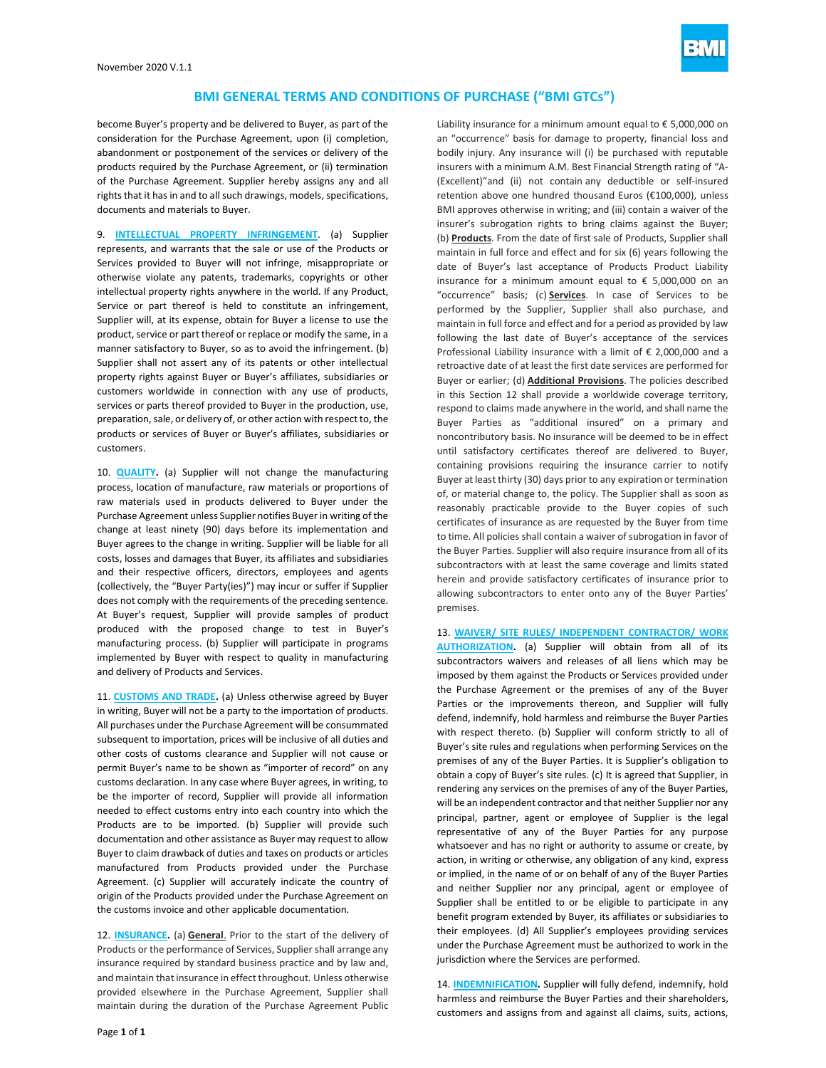# BMI GENERAL TERMS AND CONDITIONS OF PURCHASE ("BMI GTCs")

become Buyer's property and be delivered to Buyer, as part of the consideration for the Purchase Agreement, upon (i) completion, abandonment or postponement of the services or delivery of the products required by the Purchase Agreement, or (ii) termination of the Purchase Agreement. Supplier hereby assigns any and all rights that it has in and to all such drawings, models, specifications, documents and materials to Buyer.

9. **INTELLECTUAL PROPERTY INFRINGEMENT**. (a) Supplier represents, and warrants that the sale or use of the Products or Services provided to Buyer will not infringe, misappropriate or otherwise violate any patents, trademarks, copyrights or other intellectual property rights anywhere in the world. If any Product, Service or part thereof is held to constitute an infringement, Supplier will, at its expense, obtain for Buyer a license to use the product, service or part thereof or replace or modify the same, in a manner satisfactory to Buyer, so as to avoid the infringement. (b) Supplier shall not assert any of its patents or other intellectual property rights against Buyer or Buyer's affiliates, subsidiaries or customers worldwide in connection with any use of products, services or parts thereof provided to Buyer in the production, use, preparation, sale, or delivery of, or other action with respect to, the products or services of Buyer or Buyer's affiliates, subsidiaries or customers.

10. **QUALITY.** (a) Supplier will not change the manufacturing process, location of manufacture, raw materials or proportions of raw materials used in products delivered to Buyer under the Purchase Agreement unless Supplier notifies Buyer in writing of the change at least ninety (90) days before its implementation and Buyer agrees to the change in writing. Supplier will be liable for all costs, losses and damages that Buyer, its affiliates and subsidiaries and their respective officers, directors, employees and agents (collectively, the "Buyer Party(ies)") may incur or suffer if Supplier does not comply with the requirements of the preceding sentence. At Buyer's request, Supplier will provide samples of product produced with the proposed change to test in Buyer's manufacturing process. (b) Supplier will participate in programs implemented by Buyer with respect to quality in manufacturing and delivery of Products and Services.

11. **CUSTOMS AND TRADE.** (a) Unless otherwise agreed by Buyer in writing, Buyer will not be a party to the importation of products. All purchases under the Purchase Agreement will be consummated subsequent to importation, prices will be inclusive of all duties and other costs of customs clearance and Supplier will not cause or permit Buyer's name to be shown as "importer of record" on any customs declaration. In any case where Buyer agrees, in writing, to be the importer of record, Supplier will provide all information needed to effect customs entry into each country into which the Products are to be imported. (b) Supplier will provide such documentation and other assistance as Buyer may request to allow Buyer to claim drawback of duties and taxes on products or articles manufactured from Products provided under the Purchase Agreement. (c) Supplier will accurately indicate the country of origin of the Products provided under the Purchase Agreement on the customs invoice and other applicable documentation.

12. **INSURANCE.** (a) **General**. Prior to the start of the delivery of Products or the performance of Services, Supplier shall arrange any insurance required by standard business practice and by law and, and maintain that insurance in effect throughout. Unless otherwise provided elsewhere in the Purchase Agreement, Supplier shall maintain during the duration of the Purchase Agreement Public Liability insurance for a minimum amount equal to € 5,000,000 on an "occurrence" basis for damage to property, financial loss and bodily injury. Any insurance will (i) be purchased with reputable insurers with a minimum A.M. Best Financial Strength rating of "A-(Excellent)"and (ii) not contain any deductible or self-insured retention above one hundred thousand Euros (€100,000), unless BMI approves otherwise in writing; and (iii) contain a waiver of the insurer's subrogation rights to bring claims against the Buyer; (b) **Products**. From the date of first sale of Products, Supplier shall maintain in full force and effect and for six (6) years following the date of Buyer's last acceptance of Products Product Liability insurance for a minimum amount equal to € 5,000,000 on an "occurrence" basis; (c) **Services**. In case of Services to be performed by the Supplier, Supplier shall also purchase, and maintain in full force and effect and for a period as provided by law following the last date of Buyer's acceptance of the services Professional Liability insurance with a limit of € 2,000,000 and a retroactive date of at least the first date services are performed for Buyer or earlier; (d) **Additional Provisions**. The policies described in this Section 12 shall provide a worldwide coverage territory, respond to claims made anywhere in the world, and shall name the Buyer Parties as "additional insured" on a primary and noncontributory basis. No insurance will be deemed to be in effect until satisfactory certificates thereof are delivered to Buyer, containing provisions requiring the insurance carrier to notify Buyer at least thirty (30) days prior to any expiration or termination of, or material change to, the policy. The Supplier shall as soon as reasonably practicable provide to the Buyer copies of such certificates of insurance as are requested by the Buyer from time to time. All policies shall contain a waiver of subrogation in favor of the Buyer Parties. Supplier will also require insurance from all of its subcontractors with at least the same coverage and limits stated herein and provide satisfactory certificates of insurance prior to allowing subcontractors to enter onto any of the Buyer Parties' premises.

13. **WAIVER/ SITE RULES/ INDEPENDENT CONTRACTOR/ WORK AUTHORIZATION.** (a) Supplier will obtain from all of its subcontractors waivers and releases of all liens which may be imposed by them against the Products or Services provided under the Purchase Agreement or the premises of any of the Buyer Parties or the improvements thereon, and Supplier will fully defend, indemnify, hold harmless and reimburse the Buyer Parties with respect thereto. (b) Supplier will conform strictly to all of Buyer's site rules and regulations when performing Services on the premises of any of the Buyer Parties. It is Supplier's obligation to obtain a copy of Buyer's site rules. (c) It is agreed that Supplier, in rendering any services on the premises of any of the Buyer Parties, will be an independent contractor and that neither Supplier nor any principal, partner, agent or employee of Supplier is the legal representative of any of the Buyer Parties for any purpose whatsoever and has no right or authority to assume or create, by action, in writing or otherwise, any obligation of any kind, express or implied, in the name of or on behalf of any of the Buyer Parties and neither Supplier nor any principal, agent or employee of Supplier shall be entitled to or be eligible to participate in any benefit program extended by Buyer, its affiliates or subsidiaries to their employees. (d) All Supplier's employees providing services under the Purchase Agreement must be authorized to work in the jurisdiction where the Services are performed.

14. **INDEMNIFICATION.** Supplier will fully defend, indemnify, hold harmless and reimburse the Buyer Parties and their shareholders, customers and assigns from and against all claims, suits, actions,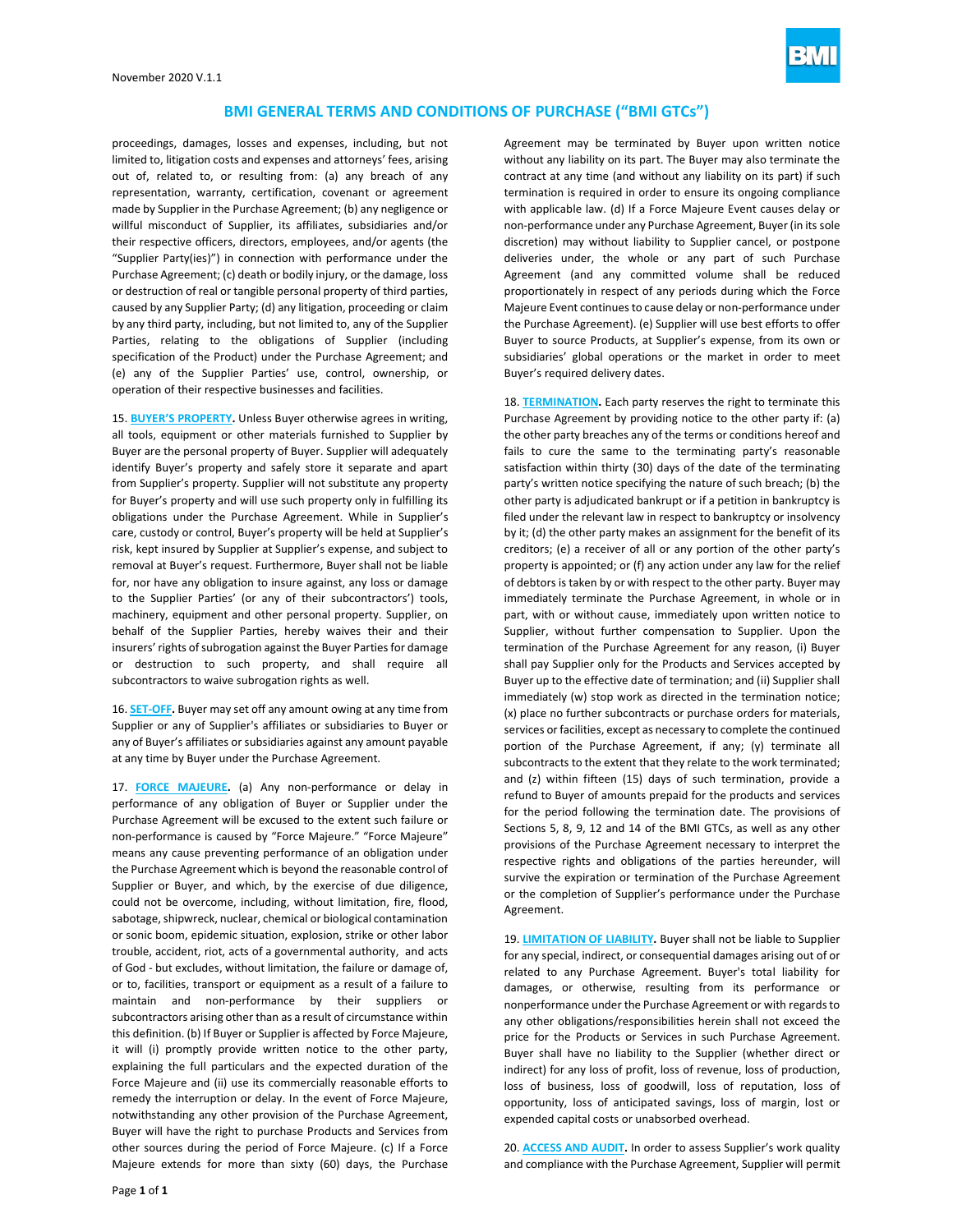proceedings, damages, losses and expenses, including, but not limited to, litigation costs and expenses and attorneys' fees, arising out of, related to, or resulting from: (a) any breach of any representation, warranty, certification, covenant or agreement made by Supplier in the Purchase Agreement; (b) any negligence or willful misconduct of Supplier, its affiliates, subsidiaries and/or their respective officers, directors, employees, and/or agents (the "Supplier Party(ies)") in connection with performance under the Purchase Agreement; (c) death or bodily injury, or the damage, loss or destruction of real or tangible personal property of third parties, caused by any Supplier Party; (d) any litigation, proceeding or claim by any third party, including, but not limited to, any of the Supplier Parties, relating to the obligations of Supplier (including specification of the Product) under the Purchase Agreement; and (e) any of the Supplier Parties' use, control, ownership, or operation of their respective businesses and facilities.

15. **BUYER'S PROPERTY.** Unless Buyer otherwise agrees in writing, all tools, equipment or other materials furnished to Supplier by Buyer are the personal property of Buyer. Supplier will adequately identify Buyer's property and safely store it separate and apart from Supplier's property. Supplier will not substitute any property for Buyer's property and will use such property only in fulfilling its obligations under the Purchase Agreement. While in Supplier's care, custody or control, Buyer's property will be held at Supplier's risk, kept insured by Supplier at Supplier's expense, and subject to removal at Buyer's request. Furthermore, Buyer shall not be liable for, nor have any obligation to insure against, any loss or damage to the Supplier Parties' (or any of their subcontractors') tools, machinery, equipment and other personal property. Supplier, on behalf of the Supplier Parties, hereby waives their and their insurers' rights of subrogation against the Buyer Parties for damage or destruction to such property, and shall require all subcontractors to waive subrogation rights as well.

16. **SET-OFF.** Buyer may set off any amount owing at any time from Supplier or any of Supplier's affiliates or subsidiaries to Buyer or any of Buyer's affiliates or subsidiaries against any amount payable at any time by Buyer under the Purchase Agreement.

17. **FORCE MAJEURE.** (a) Any non-performance or delay in performance of any obligation of Buyer or Supplier under the Purchase Agreement will be excused to the extent such failure or non-performance is caused by "Force Majeure." "Force Majeure" means any cause preventing performance of an obligation under the Purchase Agreement which is beyond the reasonable control of Supplier or Buyer, and which, by the exercise of due diligence, could not be overcome, including, without limitation, fire, flood, sabotage, shipwreck, nuclear, chemical or biological contamination or sonic boom, epidemic situation, explosion, strike or other labor trouble, accident, riot, acts of a governmental authority, and acts of God - but excludes, without limitation, the failure or damage of, or to, facilities, transport or equipment as a result of a failure to maintain and non-performance by their suppliers or subcontractors arising other than as a result of circumstance within this definition. (b) If Buyer or Supplier is affected by Force Majeure, it will (i) promptly provide written notice to the other party, explaining the full particulars and the expected duration of the Force Majeure and (ii) use its commercially reasonable efforts to remedy the interruption or delay. In the event of Force Majeure, notwithstanding any other provision of the Purchase Agreement, Buyer will have the right to purchase Products and Services from other sources during the period of Force Majeure. (c) If a Force Majeure extends for more than sixty (60) days, the Purchase Agreement may be terminated by Buyer upon written notice without any liability on its part. The Buyer may also terminate the contract at any time (and without any liability on its part) if such termination is required in order to ensure its ongoing compliance with applicable law. (d) If a Force Majeure Event causes delay or non-performance under any Purchase Agreement, Buyer (in its sole discretion) may without liability to Supplier cancel, or postpone deliveries under, the whole or any part of such Purchase Agreement (and any committed volume shall be reduced proportionately in respect of any periods during which the Force Majeure Event continues to cause delay or non-performance under the Purchase Agreement). (e) Supplier will use best efforts to offer Buyer to source Products, at Supplier's expense, from its own or subsidiaries' global operations or the market in order to meet Buyer's required delivery dates.

18. **TERMINATION.** Each party reserves the right to terminate this Purchase Agreement by providing notice to the other party if: (a) the other party breaches any of the terms or conditions hereof and fails to cure the same to the terminating party's reasonable satisfaction within thirty (30) days of the date of the terminating party's written notice specifying the nature of such breach; (b) the other party is adjudicated bankrupt or if a petition in bankruptcy is filed under the relevant law in respect to bankruptcy or insolvency by it; (d) the other party makes an assignment for the benefit of its creditors; (e) a receiver of all or any portion of the other party's property is appointed; or (f) any action under any law for the relief of debtors is taken by or with respect to the other party. Buyer may immediately terminate the Purchase Agreement, in whole or in part, with or without cause, immediately upon written notice to Supplier, without further compensation to Supplier. Upon the termination of the Purchase Agreement for any reason, (i) Buyer shall pay Supplier only for the Products and Services accepted by Buyer up to the effective date of termination; and (ii) Supplier shall immediately (w) stop work as directed in the termination notice; (x) place no further subcontracts or purchase orders for materials, services or facilities, except as necessary to complete the continued portion of the Purchase Agreement, if any; (y) terminate all subcontracts to the extent that they relate to the work terminated; and (z) within fifteen (15) days of such termination, provide a refund to Buyer of amounts prepaid for the products and services for the period following the termination date. The provisions of Sections 5, 8, 9, 12 and 14 of the BMI GTCs, as well as any other provisions of the Purchase Agreement necessary to interpret the respective rights and obligations of the parties hereunder, will survive the expiration or termination of the Purchase Agreement or the completion of Supplier's performance under the Purchase Agreement.

19. **LIMITATION OF LIABILITY.** Buyer shall not be liable to Supplier for any special, indirect, or consequential damages arising out of or related to any Purchase Agreement. Buyer's total liability for damages, or otherwise, resulting from its performance or nonperformance under the Purchase Agreement or with regards to any other obligations/responsibilities herein shall not exceed the price for the Products or Services in such Purchase Agreement. Buyer shall have no liability to the Supplier (whether direct or indirect) for any loss of profit, loss of revenue, loss of production, loss of business, loss of goodwill, loss of reputation, loss of opportunity, loss of anticipated savings, loss of margin, lost or expended capital costs or unabsorbed overhead.

20. **ACCESS AND AUDIT.** In order to assess Supplier's work quality and compliance with the Purchase Agreement, Supplier will permit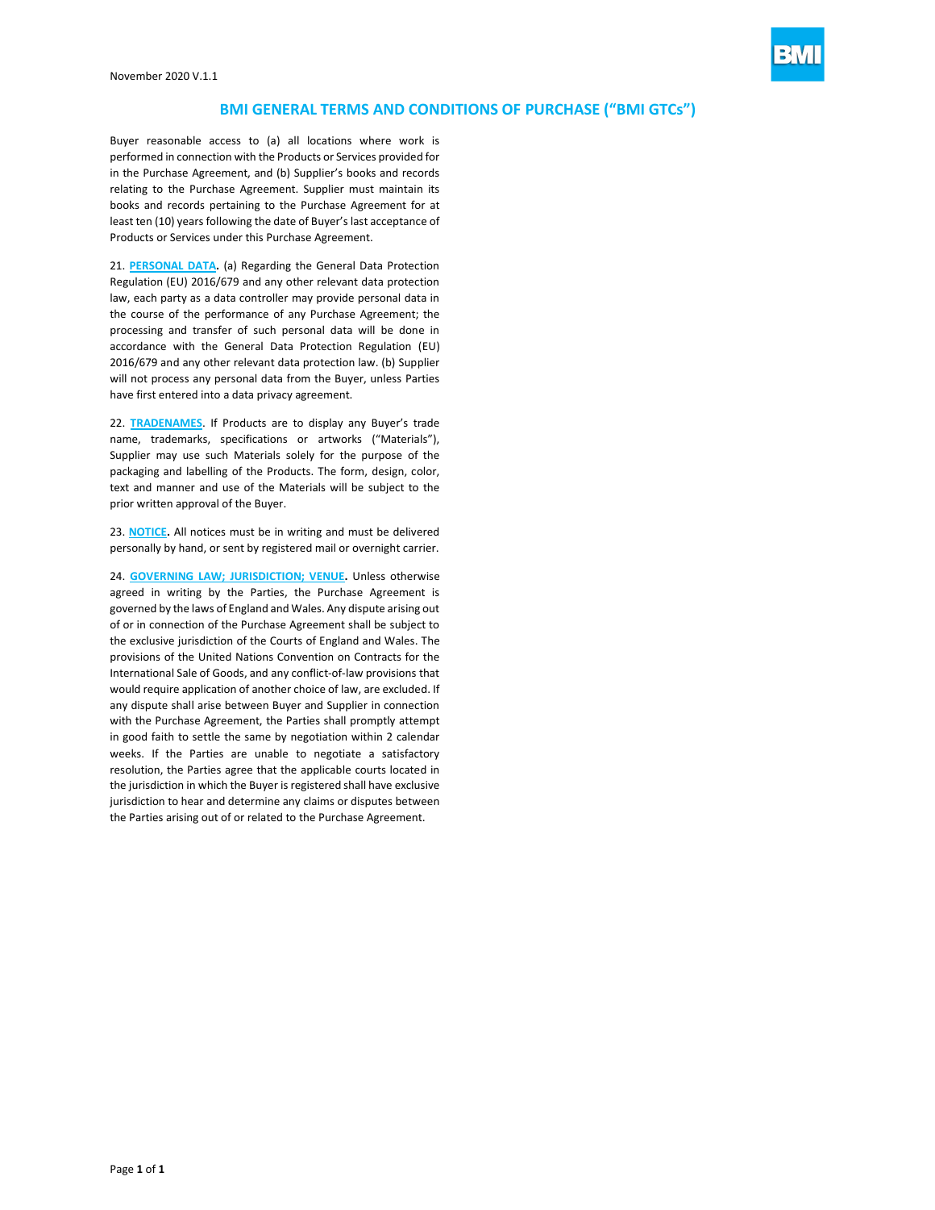Buyer reasonable access to (a) all locations where work is performed in connection with the Products or Services provided for in the Purchase Agreement, and (b) Supplier's books and records relating to the Purchase Agreement. Supplier must maintain its books and records pertaining to the Purchase Agreement for at least ten (10) years following the date of Buyer's last acceptance of Products or Services under this Purchase Agreement.

21. **PERSONAL DATA.** (a) Regarding the General Data Protection Regulation (EU) 2016/679 and any other relevant data protection law, each party as a data controller may provide personal data in the course of the performance of any Purchase Agreement; the processing and transfer of such personal data will be done in accordance with the General Data Protection Regulation (EU) 2016/679 and any other relevant data protection law. (b) Supplier will not process any personal data from the Buyer, unless Parties have first entered into a data privacy agreement.

22. **TRADENAMES**. If Products are to display any Buyer's trade name, trademarks, specifications or artworks ("Materials"), Supplier may use such Materials solely for the purpose of the packaging and labelling of the Products. The form, design, color, text and manner and use of the Materials will be subject to the prior written approval of the Buyer.

23. **NOTICE.** All notices must be in writing and must be delivered personally by hand, or sent by registered mail or overnight carrier.

24. **GOVERNING LAW; JURISDICTION; VENUE.** Unless otherwise agreed in writing by the Parties, the Purchase Agreement is governed by the laws of England and Wales. Any dispute arising out of or in connection of the Purchase Agreement shall be subject to the exclusive jurisdiction of the Courts of England and Wales. The provisions of the United Nations Convention on Contracts for the International Sale of Goods, and any conflict-of-law provisions that would require application of another choice of law, are excluded. If any dispute shall arise between Buyer and Supplier in connection with the Purchase Agreement, the Parties shall promptly attempt in good faith to settle the same by negotiation within 2 calendar weeks. If the Parties are unable to negotiate a satisfactory resolution, the Parties agree that the applicable courts located in the jurisdiction in which the Buyer is registered shall have exclusive jurisdiction to hear and determine any claims or disputes between the Parties arising out of or related to the Purchase Agreement.